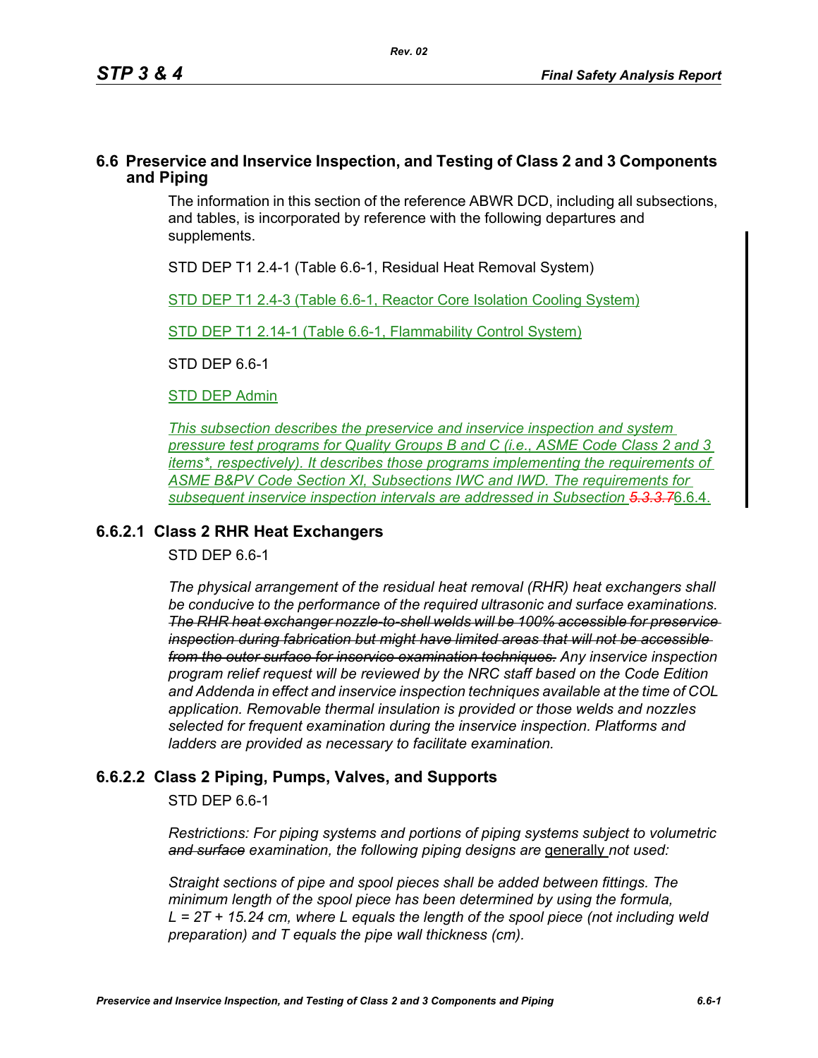## 6.6 Preservice and Inservice Inspection, and Testing of Class 2 and 3 Components and Piping

The information in this section of the reference ABWR DCD, including all subsections, and tables, is incorporated by reference with the following departures and supplements.

STD DEP T1 2.4-1 (Table 6.6-1, Residual Heat Removal System)

STD DEP T1 2.4-3 (Table 6.6-1, Reactor Core Isolation Cooling System)

STD DEP T1 2.14-1 (Table 6.6-1, Flammability Control System)

STD DEP 6.6-1

STD DEP Admin

*This subsection describes the preservice and inservice inspection and system pressure test programs for Quality Groups B and C (i.e., ASME Code Class 2 and 3 items*, respectively). It describes those programs implementing the requirements of ASME B&PV Code Section XI, Subsections IWC and IWD. The requirements for subsequent inservice inspection intervals are addressed in Subsection ~~5.3.3.7~~*6.6.4.

### 6.6.2.1 Class 2 RHR Heat Exchangers

STD DEP 6.6-1

*The physical arrangement of the residual heat removal (RHR) heat exchangers shall be conducive to the performance of the required ultrasonic and surface examinations. ~~The RHR heat exchanger nozzle-to-shell welds will be 100% accessible for preservice inspection during fabrication but might have limited areas that will not be accessible from the outer surface for inservice examination techniques.~~ Any inservice inspection program relief request will be reviewed by the NRC staff based on the Code Edition and Addenda in effect and inservice inspection techniques available at the time of COL application. Removable thermal insulation is provided or those welds and nozzles selected for frequent examination during the inservice inspection. Platforms and ladders are provided as necessary to facilitate examination.*

### 6.6.2.2 Class 2 Piping, Pumps, Valves, and Supports

STD DEP 6.6-1

*Restrictions: For piping systems and portions of piping systems subject to volumetric ~~and surface~~ examination, the following piping designs are* generally *not used:*

*Straight sections of pipe and spool pieces shall be added between fittings. The minimum length of the spool piece has been determined by using the formula, $L = 2T + 15.24$ cm, where L equals the length of the spool piece (not including weld preparation) and T equals the pipe wall thickness (cm).*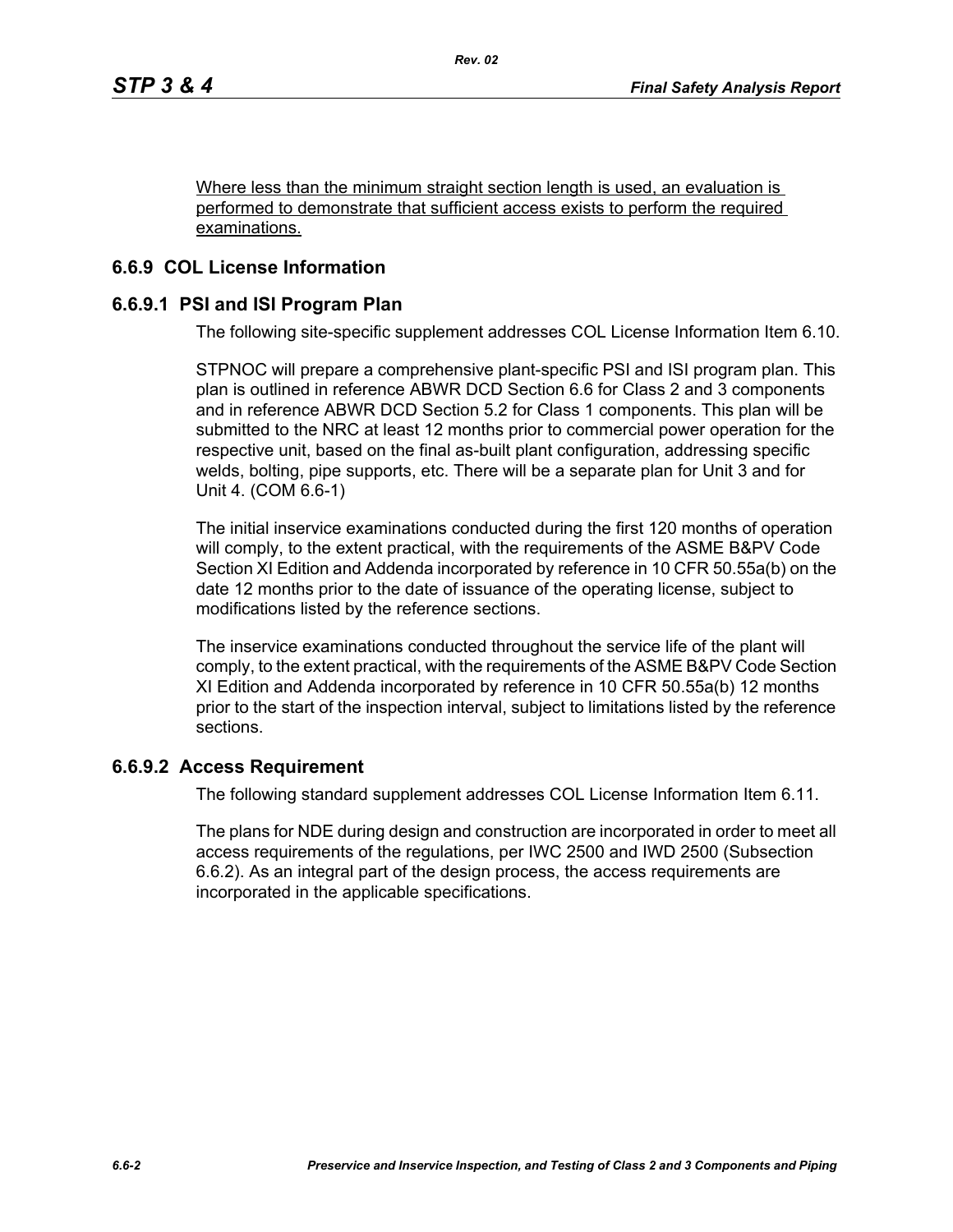Where less than the minimum straight section length is used, an evaluation is performed to demonstrate that sufficient access exists to perform the required examinations.

## 6.6.9 COL License Information

### 6.6.9.1 PSI and ISI Program Plan

The following site-specific supplement addresses COL License Information Item 6.10.

STPNOC will prepare a comprehensive plant-specific PSI and ISI program plan. This plan is outlined in reference ABWR DCD Section 6.6 for Class 2 and 3 components and in reference ABWR DCD Section 5.2 for Class 1 components. This plan will be submitted to the NRC at least 12 months prior to commercial power operation for the respective unit, based on the final as-built plant configuration, addressing specific welds, bolting, pipe supports, etc. There will be a separate plan for Unit 3 and for Unit 4. (COM 6.6-1)

The initial inservice examinations conducted during the first 120 months of operation will comply, to the extent practical, with the requirements of the ASME B&PV Code Section XI Edition and Addenda incorporated by reference in 10 CFR 50.55a(b) on the date 12 months prior to the date of issuance of the operating license, subject to modifications listed by the reference sections.

The inservice examinations conducted throughout the service life of the plant will comply, to the extent practical, with the requirements of the ASME B&PV Code Section XI Edition and Addenda incorporated by reference in 10 CFR 50.55a(b) 12 months prior to the start of the inspection interval, subject to limitations listed by the reference sections.

### 6.6.9.2 Access Requirement

The following standard supplement addresses COL License Information Item 6.11.

The plans for NDE during design and construction are incorporated in order to meet all access requirements of the regulations, per IWC 2500 and IWD 2500 (Subsection 6.6.2). As an integral part of the design process, the access requirements are incorporated in the applicable specifications.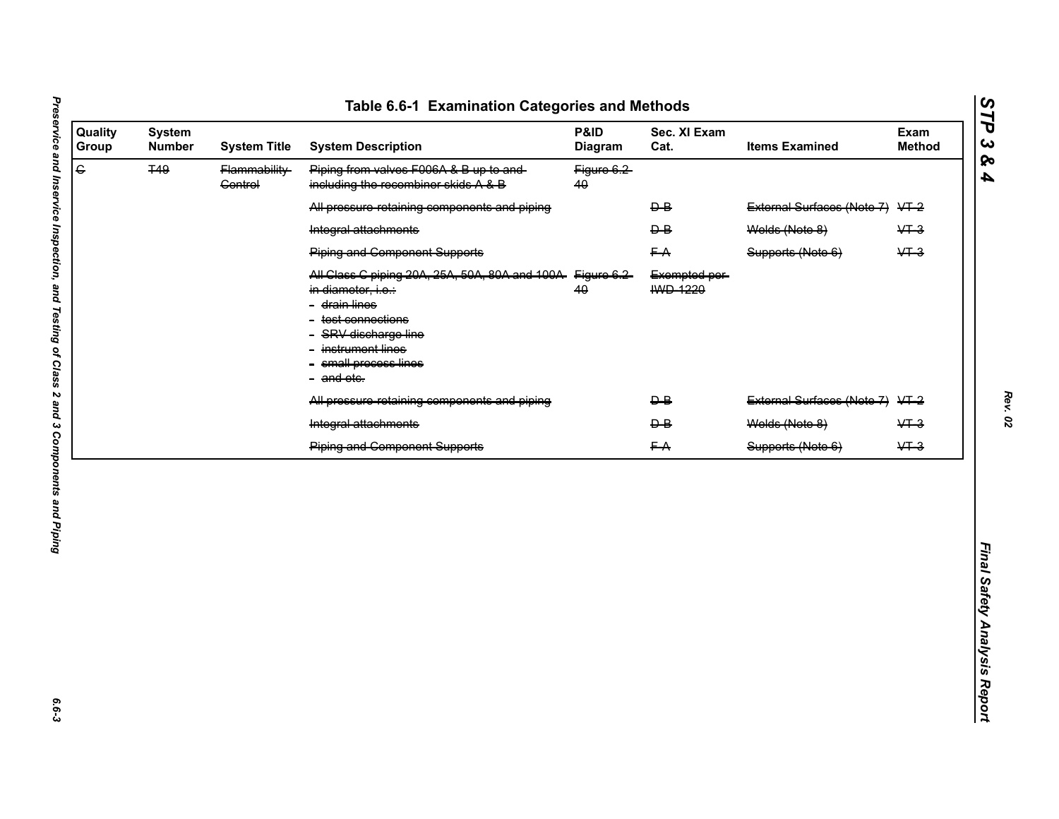# Table 6.6-1 Examination Categories and Methods

| Quality Group | System Number | System Title | System Description | P&ID Diagram | Sec. XI Exam Cat. | Items Examined | Exam Method |
|---|---|---|---|---|---|---|---|
| ~~C~~ | ~~T49~~ | ~~Flammability Control~~ | ~~Piping from valves F006A & B up to and including the recombiner skids A & B~~ | ~~Figure 6.2-40~~ | | | |
| | | | ~~All pressure-retaining components and piping~~ | | ~~D-B~~ | ~~External Surfaces (Note 7)~~ | ~~VT-2~~ |
| | | | ~~Integral attachments~~ | | ~~D-B~~ | ~~Welds (Note 8)~~ | ~~VT-3~~ |
| | | | ~~Piping and Component Supports~~ | | ~~F-A~~ | ~~Supports (Note 6)~~ | ~~VT-3~~ |
| | | | ~~All Class C piping 20A, 25A, 50A, 80A and 100A in diameter, i.e.:~~<br>- ~~drain lines~~<br>- ~~test connections~~<br>- ~~SRV discharge line~~<br>- ~~instrument lines~~<br>- ~~small process lines~~<br>- ~~and etc.~~ | ~~Figure 6.2-40~~ | ~~Exempted per IWD-1220~~ | | |
| | | | ~~All pressure-retaining components and piping~~ | | ~~D-B~~ | ~~External Surfaces (Note 7)~~ | ~~VT-2~~ |
| | | | ~~Integral attachments~~ | | ~~D-B~~ | ~~Welds (Note 8)~~ | ~~VT-3~~ |
| | | | ~~Piping and Component Supports~~ | | ~~F-A~~ | ~~Supports (Note 6)~~ | ~~VT-3~~ |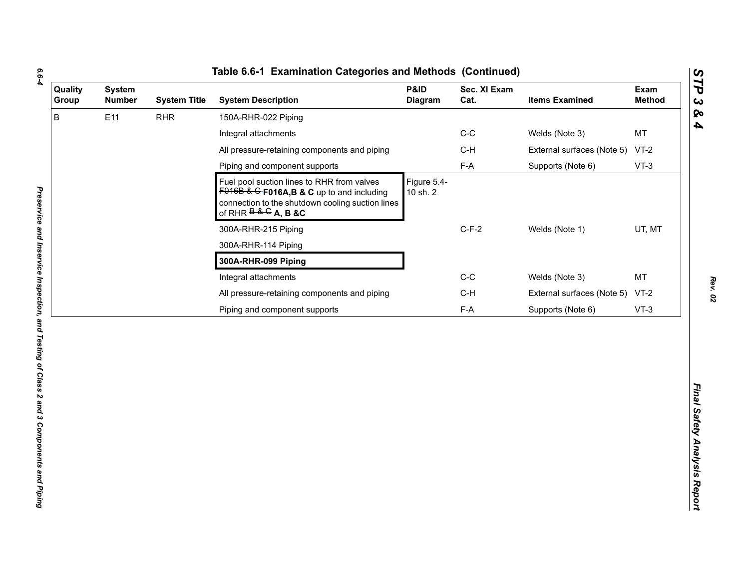# Table 6.6-1 Examination Categories and Methods (Continued)

| Quality Group | System Number | System Title | System Description | P&ID Diagram | Sec. XI Exam Cat. | Items Examined | Exam Method |
|---|---|---|---|---|---|---|---|
| B | E11 | RHR | 150A-RHR-022 Piping | | | | |
| | | | Integral attachments | | C-C | Welds (Note 3) | MT |
| | | | All pressure-retaining components and piping | | C-H | External surfaces (Note 5) | VT-2 |
| | | | Piping and component supports | | F-A | Supports (Note 6) | VT-3 |
| | | | Fuel pool suction lines to RHR from valves ~~F016B & C~~ **F016A,B & C** up to and including connection to the shutdown cooling suction lines of RHR ~~B & C~~ **A, B &C** | Figure 5.4-10 sh. 2 | | | |
| | | | 300A-RHR-215 Piping | | C-F-2 | Welds (Note 1) | UT, MT |
| | | | 300A-RHR-114 Piping | | | | |
| | | | **300A-RHR-099 Piping** | | | | |
| | | | Integral attachments | | C-C | Welds (Note 3) | MT |
| | | | All pressure-retaining components and piping | | C-H | External surfaces (Note 5) | VT-2 |
| | | | Piping and component supports | | F-A | Supports (Note 6) | VT-3 |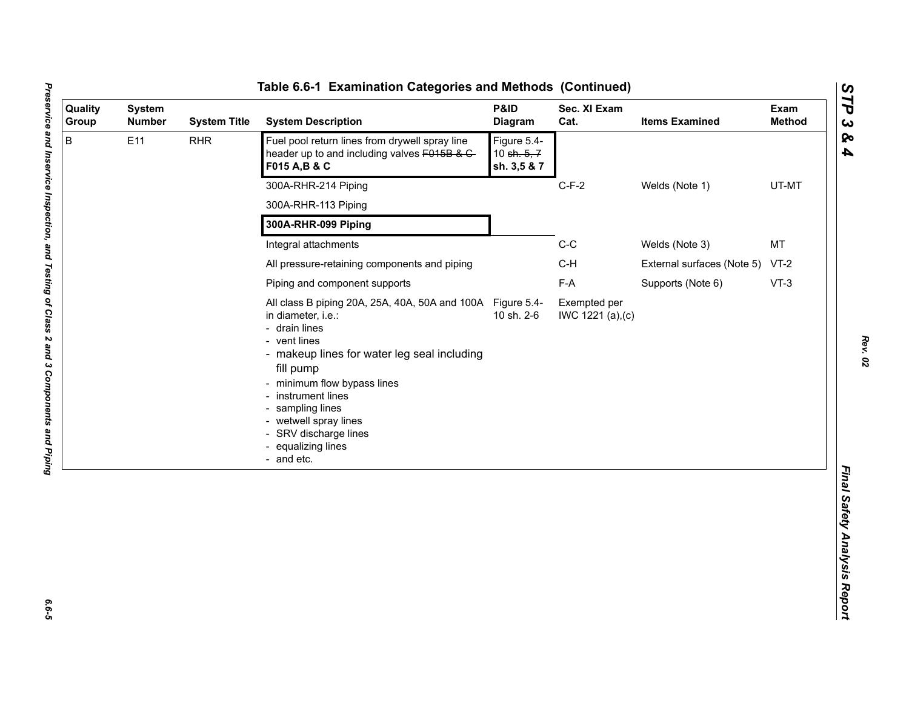# Table 6.6-1 Examination Categories and Methods (Continued)

| Quality Group | System Number | System Title | System Description | P&ID Diagram | Sec. XI Exam Cat. | Items Examined | Exam Method |
|---|---|---|---|---|---|---|---|
| B | E11 | RHR | Fuel pool return lines from drywell spray line header up to and including valves ~~F015B & C~~ **F015 A,B & C** | Figure 5.4-10 ~~sh. 5, 7~~ **sh. 3,5 & 7** | | | |
| | | | 300A-RHR-214 Piping | | C-F-2 | Welds (Note 1) | UT-MT |
| | | | 300A-RHR-113 Piping | | | | |
| | | | **300A-RHR-099 Piping** | | | | |
| | | | Integral attachments | | C-C | Welds (Note 3) | MT |
| | | | All pressure-retaining components and piping | | C-H | External surfaces (Note 5) | VT-2 |
| | | | Piping and component supports | | F-A | Supports (Note 6) | VT-3 |
| | | | All class B piping 20A, 25A, 40A, 50A and 100A in diameter, i.e.:<br>- drain lines<br>- vent lines<br>- makeup lines for water leg seal including fill pump<br>- minimum flow bypass lines<br>- instrument lines<br>- sampling lines<br>- wetwell spray lines<br>- SRV discharge lines<br>- equalizing lines<br>- and etc. | Figure 5.4-10 sh. 2-6 | Exempted per IWC 1221 (a),(c) | | |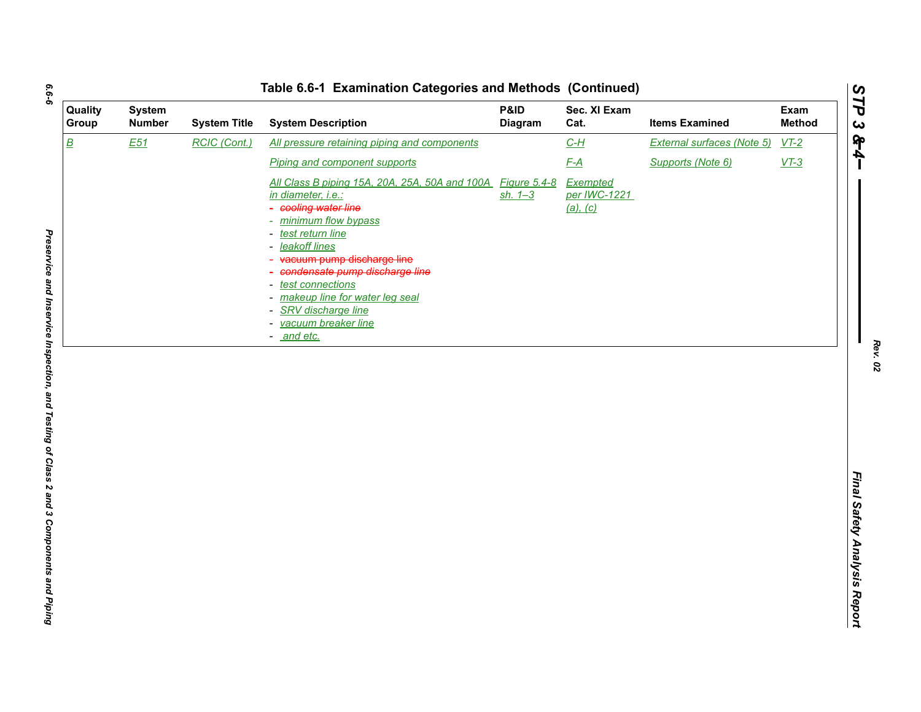# Table 6.6-1 Examination Categories and Methods (Continued)

| Quality Group | System Number | System Title | System Description | P&ID Diagram | Sec. XI Exam Cat. | Items Examined | Exam Method |
|---|---|---|---|---|---|---|---|
| B | E51 | RCIC (Cont.) | All pressure retaining piping and components | | C-H | External surfaces (Note 5) | VT-2 |
| | | | Piping and component supports | | F-A | Supports (Note 6) | VT-3 |
| | | | All Class B piping 15A, 20A, 25A, 50A and 100A in diameter, i.e.:<br>- ~~cooling water line~~<br>- minimum flow bypass<br>- test return line<br>- leakoff lines<br>- ~~vacuum pump discharge line~~<br>- ~~condensate pump discharge line~~<br>- test connections<br>- makeup line for water leg seal<br>- SRV discharge line<br>- vacuum breaker line<br>- and etc. | Figure 5.4-8 sh. 1–3 | Exempted per IWC-1221 (a), (c) | | |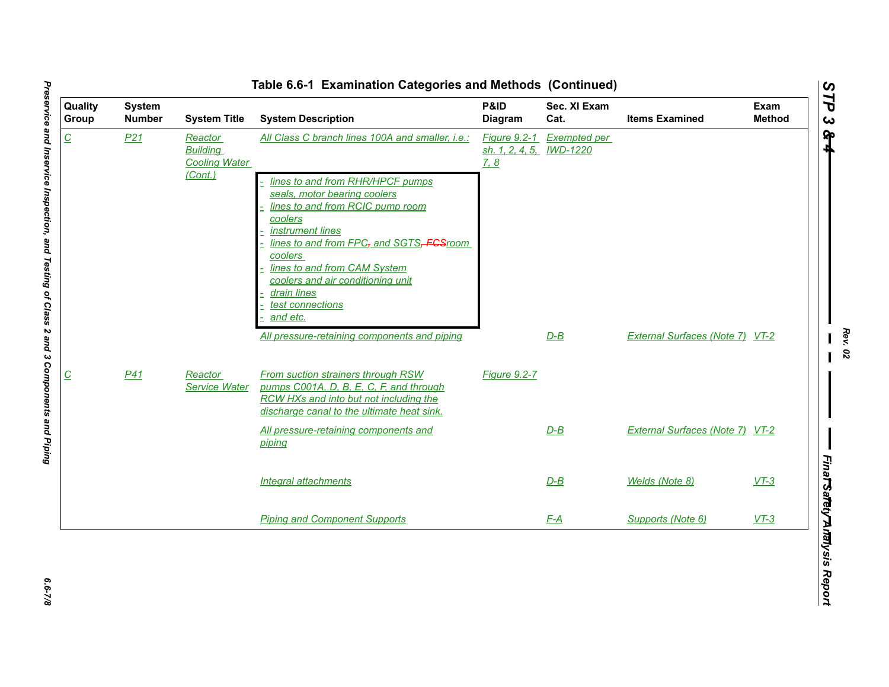## Table 6.6-1 Examination Categories and Methods (Continued)

| Quality Group | System Number | System Title | System Description | P&ID Diagram | Sec. XI Exam Cat. | Items Examined | Exam Method |
|---|---|---|---|---|---|---|---|
| C | P21 | Reactor Building Cooling Water (Cont.) | All Class C branch lines 100A and smaller, i.e.: | Figure 9.2-1 sh. 1, 2, 4, 5, 7, 8 | Exempted per IWD-1220 | | |
| | | | - lines to and from RHR/HPCF pumps seals, motor bearing coolers<br>- lines to and from RCIC pump room coolers<br>- instrument lines<br>- lines to and from FPC, and SGTS, FCS room coolers<br>- lines to and from CAM System coolers and air conditioning unit<br>- drain lines<br>- test connections<br>- and etc. | | | | |
| | | | All pressure-retaining components and piping | | D-B | External Surfaces (Note 7) | VT-2 |
| C | P41 | Reactor Service Water | From suction strainers through RSW pumps C001A, D, B, E, C, F, and through RCW HXs and into but not including the discharge canal to the ultimate heat sink. | Figure 9.2-7 | | | |
| | | | All pressure-retaining components and piping | | D-B | External Surfaces (Note 7) | VT-2 |
| | | | Integral attachments | | D-B | Welds (Note 8) | VT-3 |
| | | | Piping and Component Supports | | F-A | Supports (Note 6) | VT-3 |